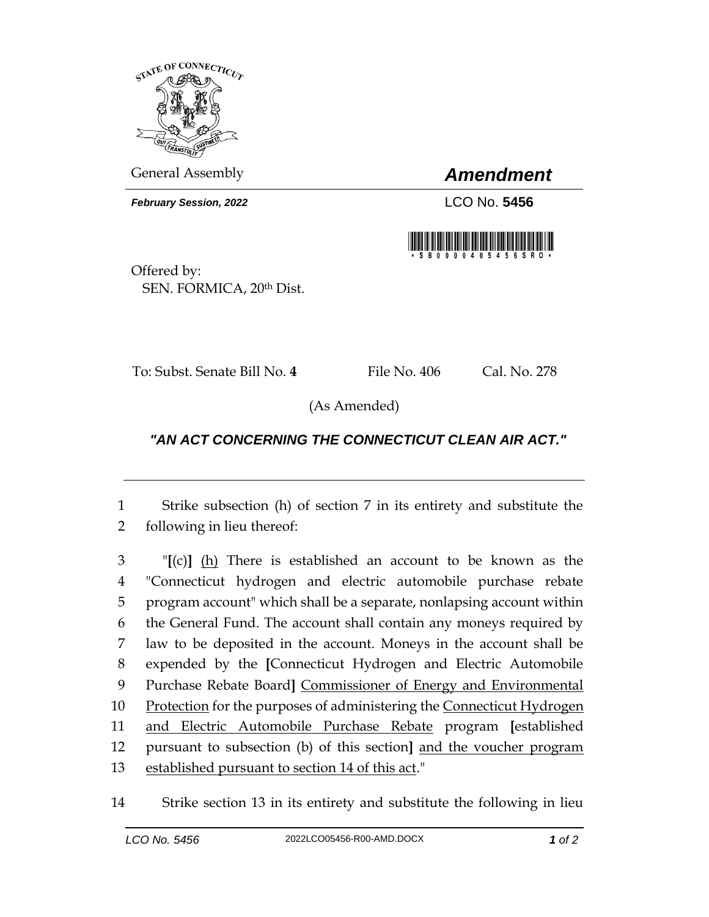STATE OF CONNECTICUT

General Assembly

# *Amendment*

***February Session, 2022***

LCO No. **5456**

\* S B 0 0 0 0 4 0 5 4 5 6 S R O \*

Offered by:
SEN. FORMICA, 20th Dist.

To: Subst. Senate Bill No. **4** File No. 406 Cal. No. 278

(As Amended)

***"AN ACT CONCERNING THE CONNECTICUT CLEAN AIR ACT."***

---

1 Strike subsection (h) of section 7 in its entirety and substitute the
2 following in lieu thereof:

3 "**[**(c)**]** <u>(h)</u> There is established an account to be known as the
4 "Connecticut hydrogen and electric automobile purchase rebate
5 program account" which shall be a separate, nonlapsing account within
6 the General Fund. The account shall contain any moneys required by
7 law to be deposited in the account. Moneys in the account shall be
8 expended by the **[**Connecticut Hydrogen and Electric Automobile
9 Purchase Rebate Board**]** <u>Commissioner of Energy and Environmental</u>
10 <u>Protection</u> for the purposes of administering the <u>Connecticut Hydrogen</u>
11 <u>and Electric Automobile Purchase Rebate</u> program **[**established
12 pursuant to subsection (b) of this section**]** <u>and the voucher program</u>
13 <u>established pursuant to section 14 of this act</u>."

14 Strike section 13 in its entirety and substitute the following in lieu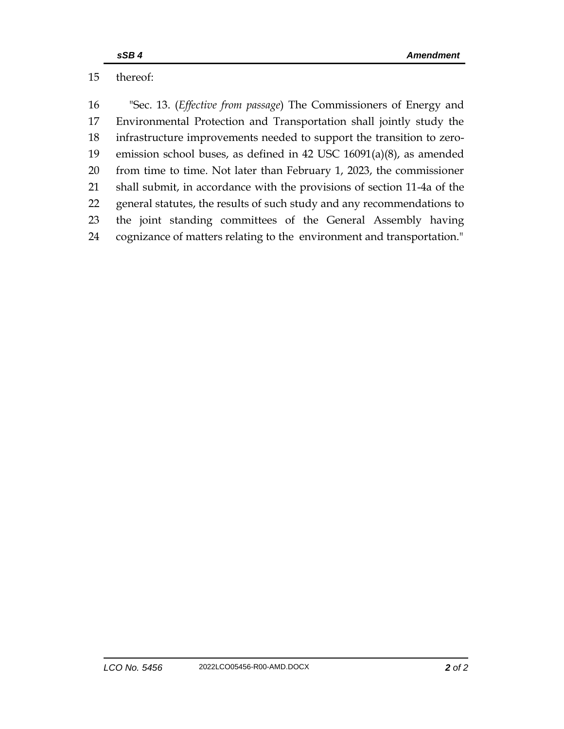15 thereof:

16 "Sec. 13. (*Effective from passage*) The Commissioners of Energy and
17 Environmental Protection and Transportation shall jointly study the
18 infrastructure improvements needed to support the transition to zero-
19 emission school buses, as defined in 42 USC 16091(a)(8), as amended
20 from time to time. Not later than February 1, 2023, the commissioner
21 shall submit, in accordance with the provisions of section 11-4a of the
22 general statutes, the results of such study and any recommendations to
23 the joint standing committees of the General Assembly having
24 cognizance of matters relating to the environment and transportation."